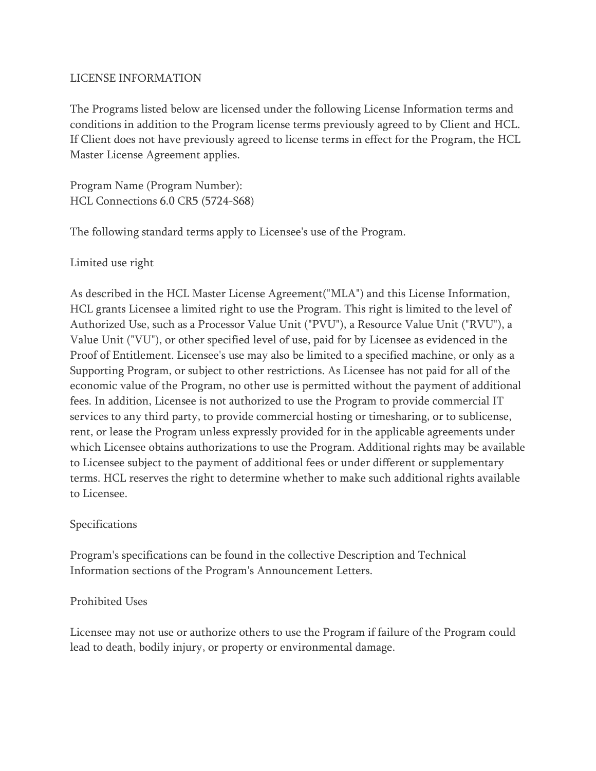# LICENSE INFORMATION

The Programs listed below are licensed under the following License Information terms and conditions in addition to the Program license terms previously agreed to by Client and HCL. If Client does not have previously agreed to license terms in effect for the Program, the HCL Master License Agreement applies.

Program Name (Program Number):
HCL Connections 6.0 CR5 (5724-S68)

The following standard terms apply to Licensee's use of the Program.

## Limited use right

As described in the HCL Master License Agreement("MLA") and this License Information, HCL grants Licensee a limited right to use the Program. This right is limited to the level of Authorized Use, such as a Processor Value Unit ("PVU"), a Resource Value Unit ("RVU"), a Value Unit ("VU"), or other specified level of use, paid for by Licensee as evidenced in the Proof of Entitlement. Licensee's use may also be limited to a specified machine, or only as a Supporting Program, or subject to other restrictions. As Licensee has not paid for all of the economic value of the Program, no other use is permitted without the payment of additional fees. In addition, Licensee is not authorized to use the Program to provide commercial IT services to any third party, to provide commercial hosting or timesharing, or to sublicense, rent, or lease the Program unless expressly provided for in the applicable agreements under which Licensee obtains authorizations to use the Program. Additional rights may be available to Licensee subject to the payment of additional fees or under different or supplementary terms. HCL reserves the right to determine whether to make such additional rights available to Licensee.

## Specifications

Program's specifications can be found in the collective Description and Technical Information sections of the Program's Announcement Letters.

## Prohibited Uses

Licensee may not use or authorize others to use the Program if failure of the Program could lead to death, bodily injury, or property or environmental damage.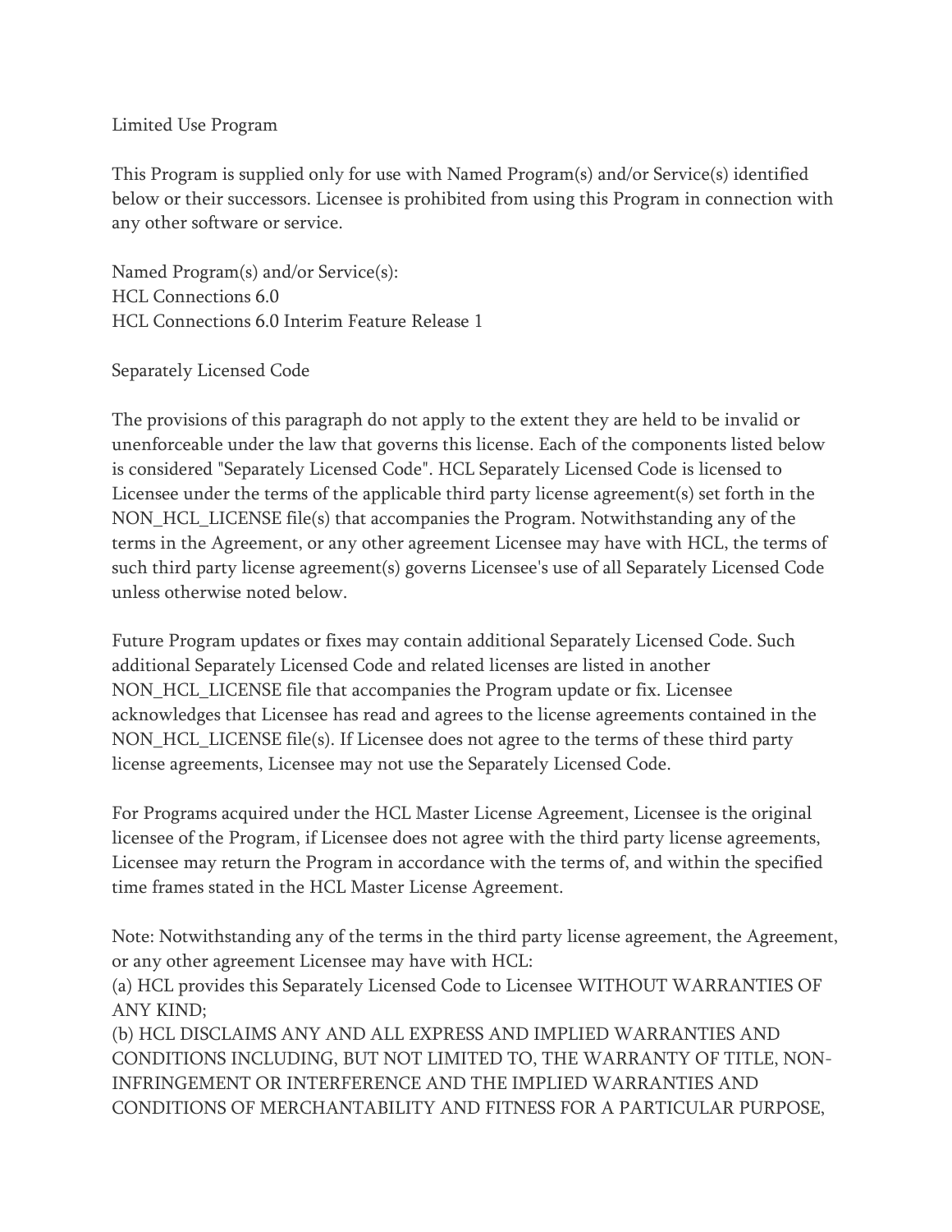Limited Use Program

This Program is supplied only for use with Named Program(s) and/or Service(s) identified below or their successors. Licensee is prohibited from using this Program in connection with any other software or service.

Named Program(s) and/or Service(s):
HCL Connections 6.0
HCL Connections 6.0 Interim Feature Release 1

Separately Licensed Code

The provisions of this paragraph do not apply to the extent they are held to be invalid or unenforceable under the law that governs this license. Each of the components listed below is considered "Separately Licensed Code". HCL Separately Licensed Code is licensed to Licensee under the terms of the applicable third party license agreement(s) set forth in the NON_HCL_LICENSE file(s) that accompanies the Program. Notwithstanding any of the terms in the Agreement, or any other agreement Licensee may have with HCL, the terms of such third party license agreement(s) governs Licensee's use of all Separately Licensed Code unless otherwise noted below.

Future Program updates or fixes may contain additional Separately Licensed Code. Such additional Separately Licensed Code and related licenses are listed in another NON_HCL_LICENSE file that accompanies the Program update or fix. Licensee acknowledges that Licensee has read and agrees to the license agreements contained in the NON_HCL_LICENSE file(s). If Licensee does not agree to the terms of these third party license agreements, Licensee may not use the Separately Licensed Code.

For Programs acquired under the HCL Master License Agreement, Licensee is the original licensee of the Program, if Licensee does not agree with the third party license agreements, Licensee may return the Program in accordance with the terms of, and within the specified time frames stated in the HCL Master License Agreement.

Note: Notwithstanding any of the terms in the third party license agreement, the Agreement, or any other agreement Licensee may have with HCL:
(a) HCL provides this Separately Licensed Code to Licensee WITHOUT WARRANTIES OF ANY KIND;
(b) HCL DISCLAIMS ANY AND ALL EXPRESS AND IMPLIED WARRANTIES AND CONDITIONS INCLUDING, BUT NOT LIMITED TO, THE WARRANTY OF TITLE, NON-INFRINGEMENT OR INTERFERENCE AND THE IMPLIED WARRANTIES AND CONDITIONS OF MERCHANTABILITY AND FITNESS FOR A PARTICULAR PURPOSE,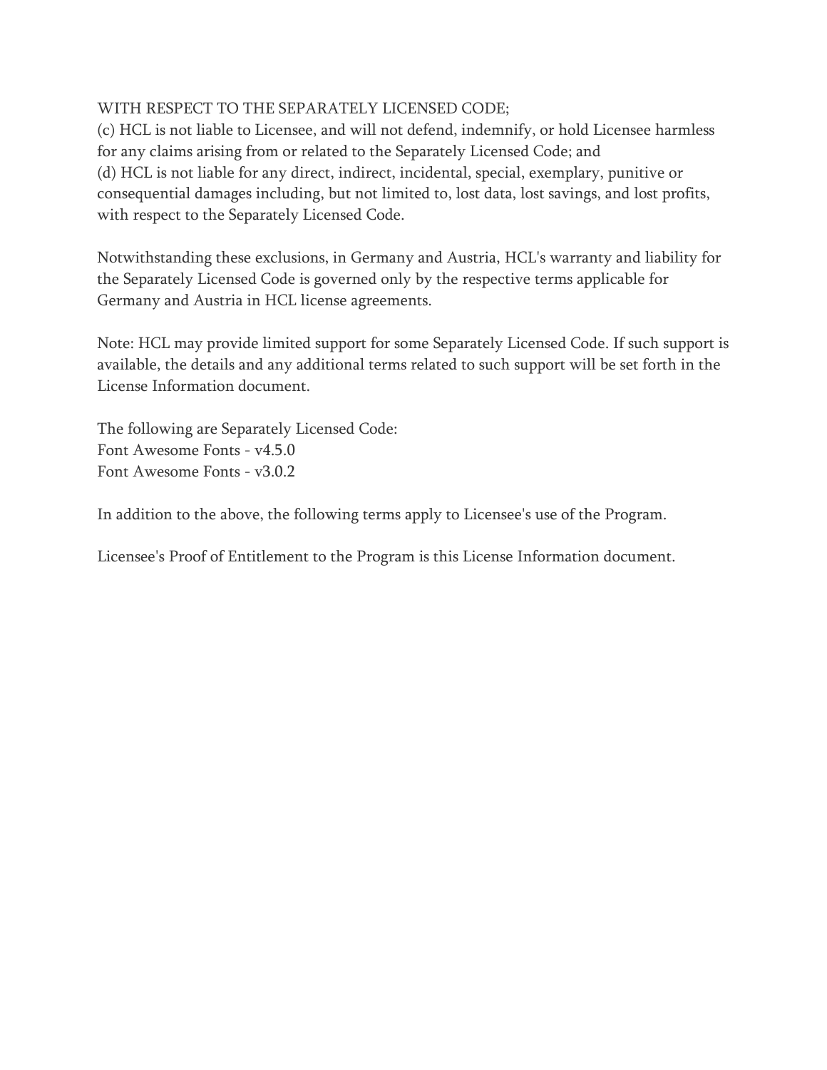WITH RESPECT TO THE SEPARATELY LICENSED CODE;
(c) HCL is not liable to Licensee, and will not defend, indemnify, or hold Licensee harmless for any claims arising from or related to the Separately Licensed Code; and
(d) HCL is not liable for any direct, indirect, incidental, special, exemplary, punitive or consequential damages including, but not limited to, lost data, lost savings, and lost profits, with respect to the Separately Licensed Code.

Notwithstanding these exclusions, in Germany and Austria, HCL's warranty and liability for the Separately Licensed Code is governed only by the respective terms applicable for Germany and Austria in HCL license agreements.

Note: HCL may provide limited support for some Separately Licensed Code. If such support is available, the details and any additional terms related to such support will be set forth in the License Information document.

The following are Separately Licensed Code:
Font Awesome Fonts - v4.5.0
Font Awesome Fonts - v3.0.2

In addition to the above, the following terms apply to Licensee's use of the Program.

Licensee's Proof of Entitlement to the Program is this License Information document.